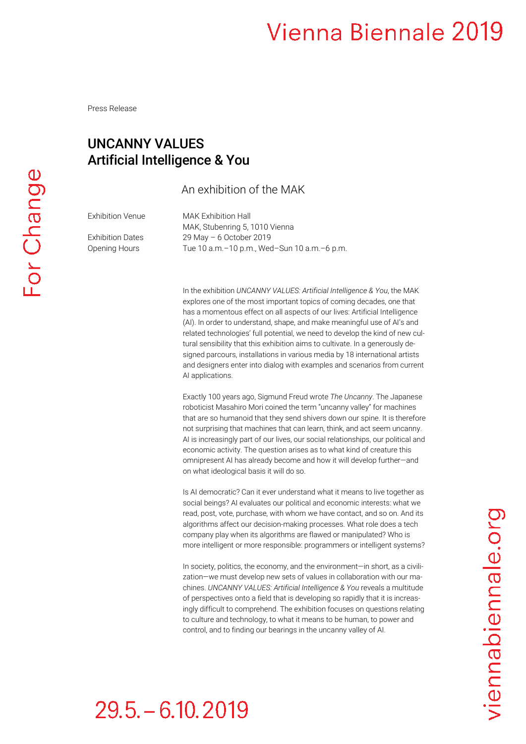Press Release

# UNCANNY VALUES
# Artificial Intelligence & You

An exhibition of the MAK

| | |
|---|---|
| Exhibition Venue | MAK Exhibition Hall<br>MAK, Stubenring 5, 1010 Vienna |
| Exhibition Dates | 29 May – 6 October 2019 |
| Opening Hours | Tue 10 a.m.–10 p.m., Wed–Sun 10 a.m.–6 p.m. |

In the exhibition *UNCANNY VALUES: Artificial Intelligence & You*, the MAK explores one of the most important topics of coming decades, one that has a momentous effect on all aspects of our lives: Artificial Intelligence (AI). In order to understand, shape, and make meaningful use of AI's and related technologies' full potential, we need to develop the kind of new cultural sensibility that this exhibition aims to cultivate. In a generously designed parcours, installations in various media by 18 international artists and designers enter into dialog with examples and scenarios from current AI applications.

Exactly 100 years ago, Sigmund Freud wrote *The Uncanny*. The Japanese roboticist Masahiro Mori coined the term "uncanny valley" for machines that are so humanoid that they send shivers down our spine. It is therefore not surprising that machines that can learn, think, and act seem uncanny. AI is increasingly part of our lives, our social relationships, our political and economic activity. The question arises as to what kind of creature this omnipresent AI has already become and how it will develop further—and on what ideological basis it will do so.

Is AI democratic? Can it ever understand what it means to live together as social beings? AI evaluates our political and economic interests: what we read, post, vote, purchase, with whom we have contact, and so on. And its algorithms affect our decision-making processes. What role does a tech company play when its algorithms are flawed or manipulated? Who is more intelligent or more responsible: programmers or intelligent systems?

In society, politics, the economy, and the environment—in short, as a civilization—we must develop new sets of values in collaboration with our machines. *UNCANNY VALUES: Artificial Intelligence & You* reveals a multitude of perspectives onto a field that is developing so rapidly that it is increasingly difficult to comprehend. The exhibition focuses on questions relating to culture and technology, to what it means to be human, to power and control, and to finding our bearings in the uncanny valley of AI.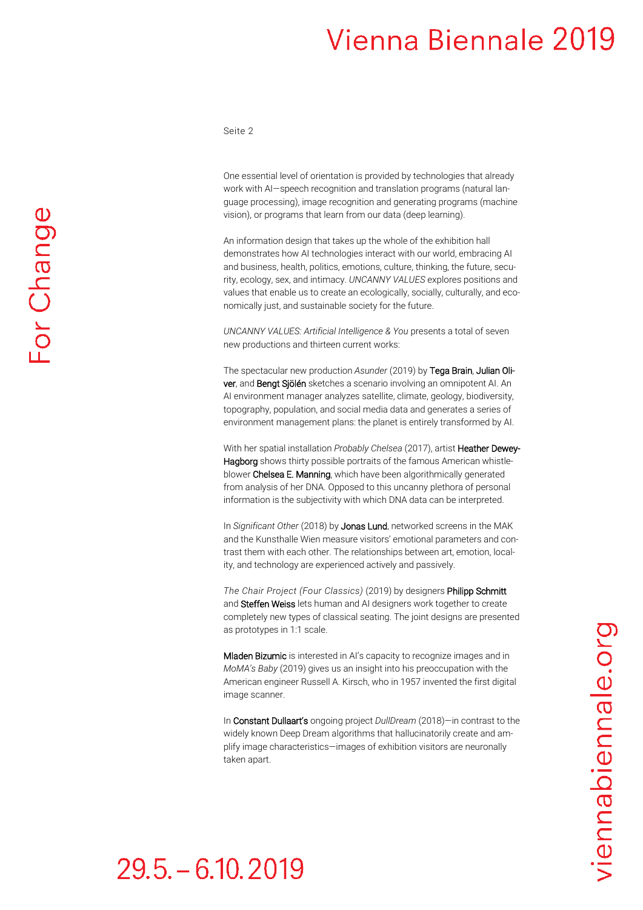One essential level of orientation is provided by technologies that already work with AI—speech recognition and translation programs (natural language processing), image recognition and generating programs (machine vision), or programs that learn from our data (deep learning).

An information design that takes up the whole of the exhibition hall demonstrates how AI technologies interact with our world, embracing AI and business, health, politics, emotions, culture, thinking, the future, security, ecology, sex, and intimacy. *UNCANNY VALUES* explores positions and values that enable us to create an ecologically, socially, culturally, and economically just, and sustainable society for the future.

*UNCANNY VALUES: Artificial Intelligence & You* presents a total of seven new productions and thirteen current works:

The spectacular new production *Asunder* (2019) by Tega Brain, Julian Oliver, and Bengt Sjölén sketches a scenario involving an omnipotent AI. An AI environment manager analyzes satellite, climate, geology, biodiversity, topography, population, and social media data and generates a series of environment management plans: the planet is entirely transformed by AI.

With her spatial installation *Probably Chelsea* (2017), artist Heather Dewey-Hagborg shows thirty possible portraits of the famous American whistleblower Chelsea E. Manning, which have been algorithmically generated from analysis of her DNA. Opposed to this uncanny plethora of personal information is the subjectivity with which DNA data can be interpreted.

In *Significant Other* (2018) by Jonas Lund, networked screens in the MAK and the Kunsthalle Wien measure visitors' emotional parameters and contrast them with each other. The relationships between art, emotion, locality, and technology are experienced actively and passively.

*The Chair Project (Four Classics)* (2019) by designers Philipp Schmitt and Steffen Weiss lets human and AI designers work together to create completely new types of classical seating. The joint designs are presented as prototypes in 1:1 scale.

Mladen Bizumic is interested in AI's capacity to recognize images and in *MoMA's Baby* (2019) gives us an insight into his preoccupation with the American engineer Russell A. Kirsch, who in 1957 invented the first digital image scanner.

In Constant Dullaart's ongoing project *DullDream* (2018)—in contrast to the widely known Deep Dream algorithms that hallucinatorily create and amplify image characteristics—images of exhibition visitors are neuronally taken apart.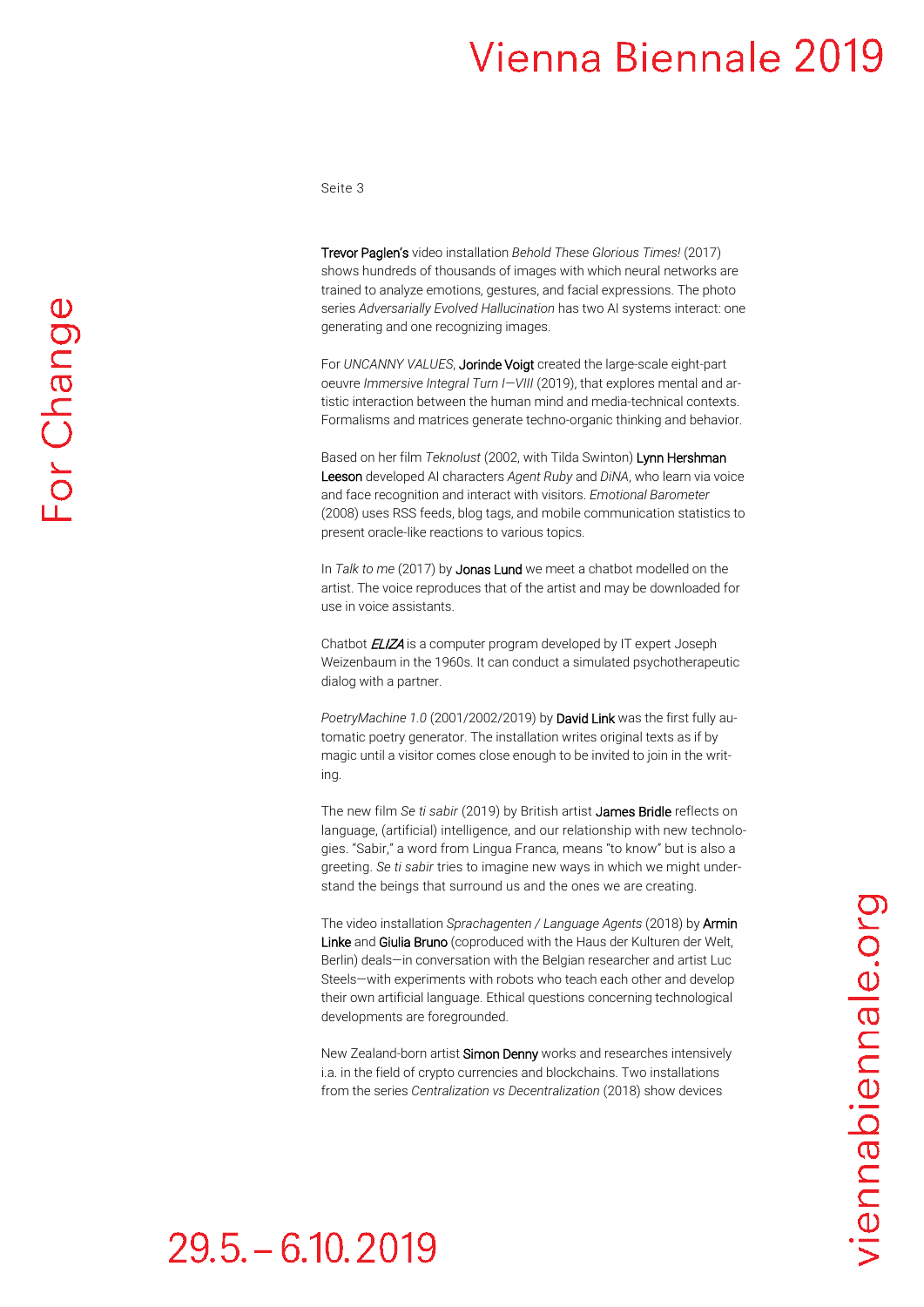Trevor Paglen's video installation *Behold These Glorious Times!* (2017) shows hundreds of thousands of images with which neural networks are trained to analyze emotions, gestures, and facial expressions. The photo series *Adversarially Evolved Hallucination* has two AI systems interact: one generating and one recognizing images.

For *UNCANNY VALUES*, Jorinde Voigt created the large-scale eight-part oeuvre *Immersive Integral Turn I—VIII* (2019), that explores mental and artistic interaction between the human mind and media-technical contexts. Formalisms and matrices generate techno-organic thinking and behavior.

Based on her film *Teknolust* (2002, with Tilda Swinton) Lynn Hershman Leeson developed AI characters *Agent Ruby* and *DiNA*, who learn via voice and face recognition and interact with visitors. *Emotional Barometer* (2008) uses RSS feeds, blog tags, and mobile communication statistics to present oracle-like reactions to various topics.

In *Talk to me* (2017) by Jonas Lund we meet a chatbot modelled on the artist. The voice reproduces that of the artist and may be downloaded for use in voice assistants.

Chatbot *ELIZA* is a computer program developed by IT expert Joseph Weizenbaum in the 1960s. It can conduct a simulated psychotherapeutic dialog with a partner.

*PoetryMachine 1.0* (2001/2002/2019) by David Link was the first fully automatic poetry generator. The installation writes original texts as if by magic until a visitor comes close enough to be invited to join in the writing.

The new film *Se ti sabir* (2019) by British artist James Bridle reflects on language, (artificial) intelligence, and our relationship with new technologies. "Sabir," a word from Lingua Franca, means "to know" but is also a greeting. *Se ti sabir* tries to imagine new ways in which we might understand the beings that surround us and the ones we are creating.

The video installation *Sprachagenten / Language Agents* (2018) by Armin Linke and Giulia Bruno (coproduced with the Haus der Kulturen der Welt, Berlin) deals—in conversation with the Belgian researcher and artist Luc Steels—with experiments with robots who teach each other and develop their own artificial language. Ethical questions concerning technological developments are foregrounded.

New Zealand-born artist Simon Denny works and researches intensively i.a. in the field of crypto currencies and blockchains. Two installations from the series *Centralization vs Decentralization* (2018) show devices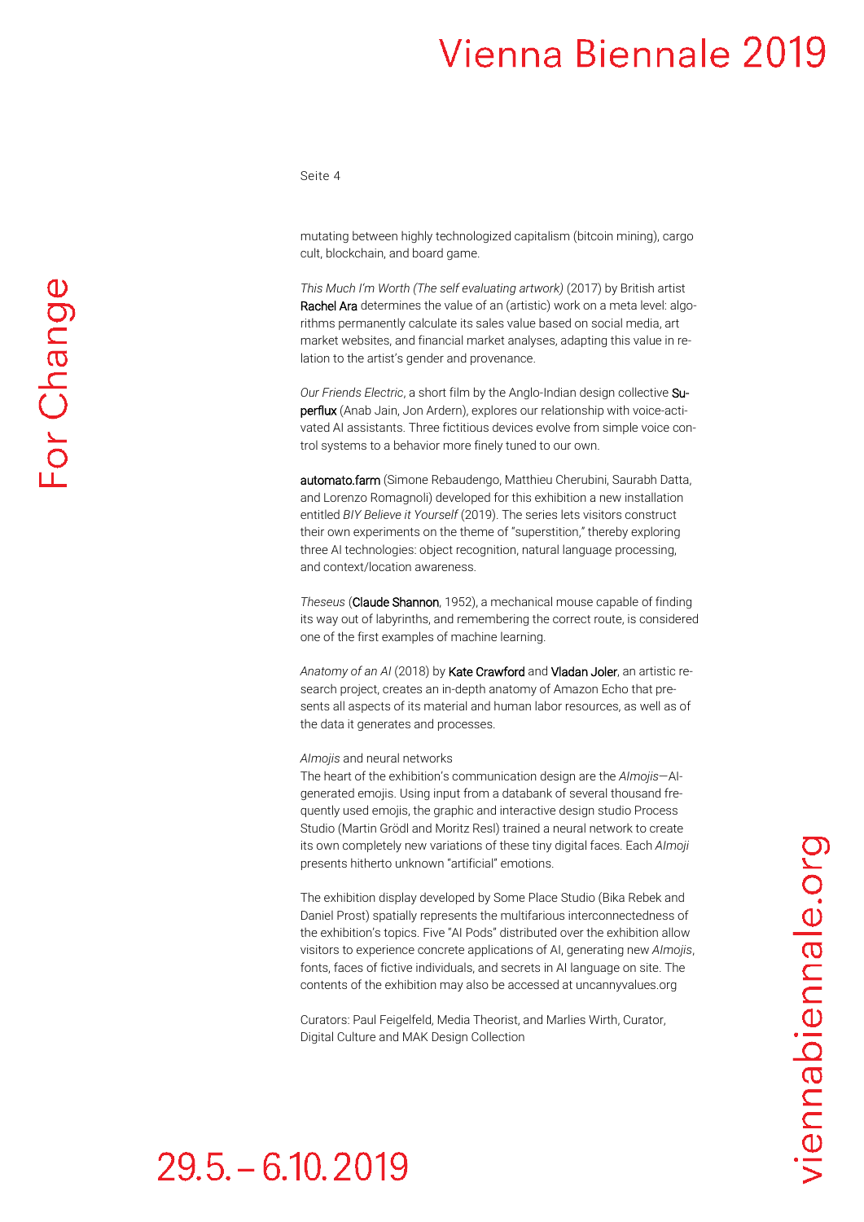mutating between highly technologized capitalism (bitcoin mining), cargo cult, blockchain, and board game.

*This Much I'm Worth (The self evaluating artwork)* (2017) by British artist Rachel Ara determines the value of an (artistic) work on a meta level: algorithms permanently calculate its sales value based on social media, art market websites, and financial market analyses, adapting this value in relation to the artist's gender and provenance.

*Our Friends Electric*, a short film by the Anglo-Indian design collective Superflux (Anab Jain, Jon Ardern), explores our relationship with voice-activated AI assistants. Three fictitious devices evolve from simple voice control systems to a behavior more finely tuned to our own.

automato.farm (Simone Rebaudengo, Matthieu Cherubini, Saurabh Datta, and Lorenzo Romagnoli) developed for this exhibition a new installation entitled *BIY Believe it Yourself* (2019). The series lets visitors construct their own experiments on the theme of "superstition," thereby exploring three AI technologies: object recognition, natural language processing, and context/location awareness.

*Theseus* (Claude Shannon, 1952), a mechanical mouse capable of finding its way out of labyrinths, and remembering the correct route, is considered one of the first examples of machine learning.

*Anatomy of an AI* (2018) by Kate Crawford and Vladan Joler, an artistic research project, creates an in-depth anatomy of Amazon Echo that presents all aspects of its material and human labor resources, as well as of the data it generates and processes.

*AImojis* and neural networks

The heart of the exhibition's communication design are the *AImojis*—AI-generated emojis. Using input from a databank of several thousand frequently used emojis, the graphic and interactive design studio Process Studio (Martin Grödl and Moritz Resl) trained a neural network to create its own completely new variations of these tiny digital faces. Each *AImoji* presents hitherto unknown "artificial" emotions.

The exhibition display developed by Some Place Studio (Bika Rebek and Daniel Prost) spatially represents the multifarious interconnectedness of the exhibition's topics. Five "AI Pods" distributed over the exhibition allow visitors to experience concrete applications of AI, generating new *AImojis*, fonts, faces of fictive individuals, and secrets in AI language on site. The contents of the exhibition may also be accessed at uncannyvalues.org

Curators: Paul Feigelfeld, Media Theorist, and Marlies Wirth, Curator, Digital Culture and MAK Design Collection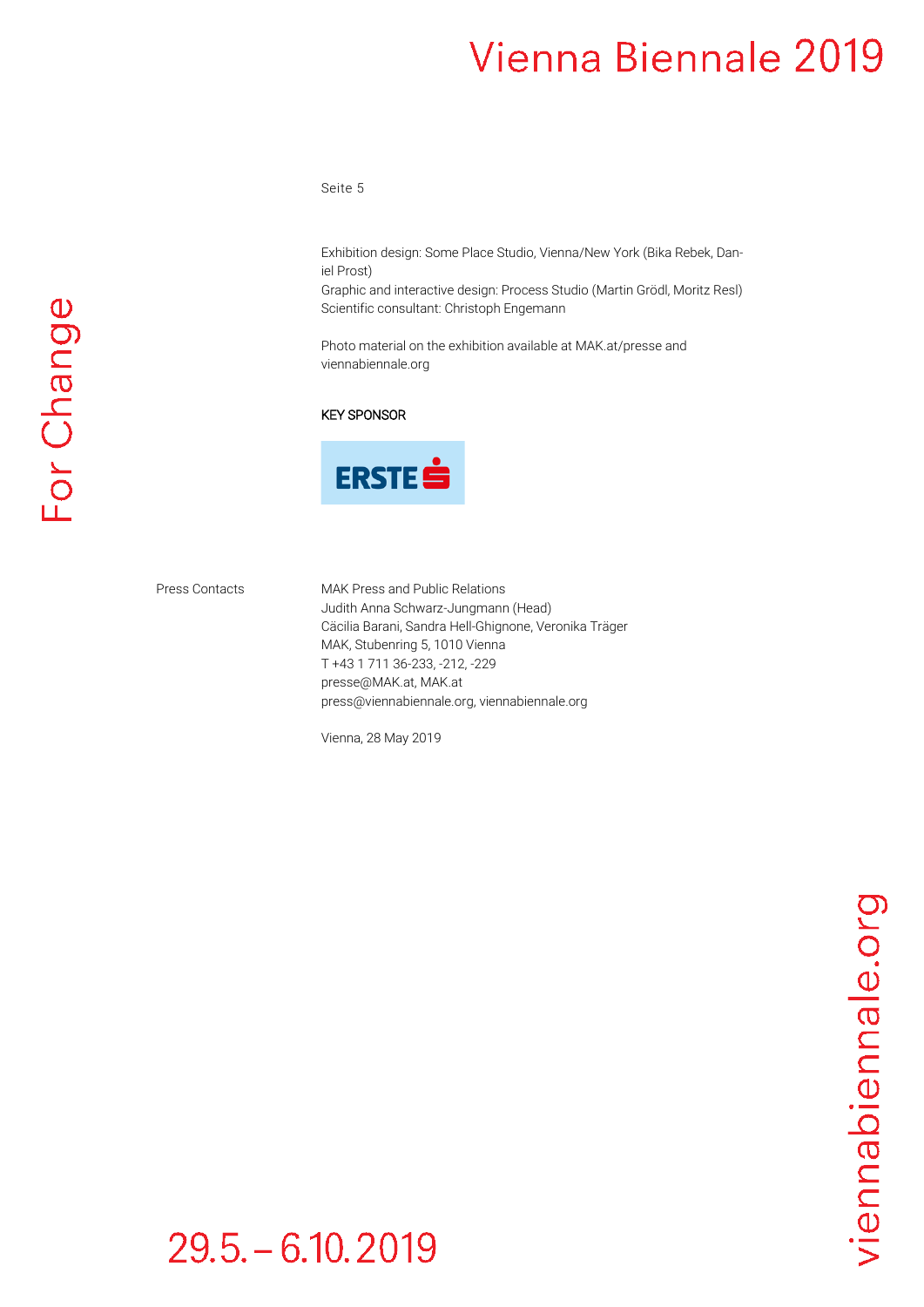Exhibition design: Some Place Studio, Vienna/New York (Bika Rebek, Daniel Prost)
Graphic and interactive design: Process Studio (Martin Grödl, Moritz Resl)
Scientific consultant: Christoph Engemann

Photo material on the exhibition available at MAK.at/presse and viennabiennale.org

KEY SPONSOR

ERSTE

Press Contacts

MAK Press and Public Relations
Judith Anna Schwarz-Jungmann (Head)
Cäcilia Barani, Sandra Hell-Ghignone, Veronika Träger
MAK, Stubenring 5, 1010 Vienna
T +43 1 711 36-233, -212, -229
presse@MAK.at, MAK.at
press@viennabiennale.org, viennabiennale.org

Vienna, 28 May 2019